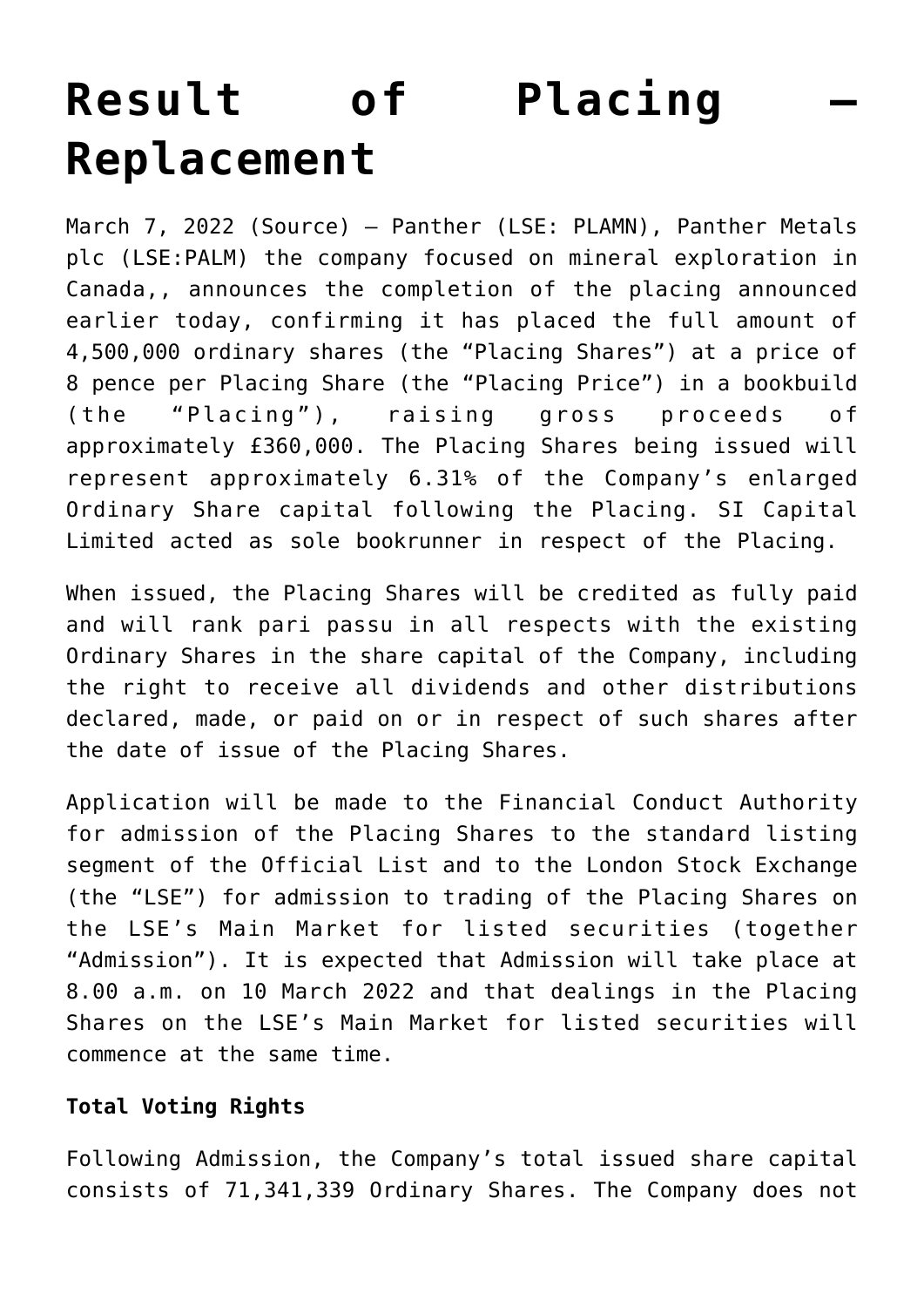# Result of Placing – Replacement

March 7, 2022 (Source) — Panther (LSE: PLAMN), Panther Metals plc (LSE:PALM) the company focused on mineral exploration in Canada,, announces the completion of the placing announced earlier today, confirming it has placed the full amount of 4,500,000 ordinary shares (the "Placing Shares") at a price of 8 pence per Placing Share (the "Placing Price") in a bookbuild (the "Placing"), raising gross proceeds of approximately £360,000. The Placing Shares being issued will represent approximately 6.31% of the Company's enlarged Ordinary Share capital following the Placing. SI Capital Limited acted as sole bookrunner in respect of the Placing.

When issued, the Placing Shares will be credited as fully paid and will rank pari passu in all respects with the existing Ordinary Shares in the share capital of the Company, including the right to receive all dividends and other distributions declared, made, or paid on or in respect of such shares after the date of issue of the Placing Shares.

Application will be made to the Financial Conduct Authority for admission of the Placing Shares to the standard listing segment of the Official List and to the London Stock Exchange (the "LSE") for admission to trading of the Placing Shares on the LSE's Main Market for listed securities (together "Admission"). It is expected that Admission will take place at 8.00 a.m. on 10 March 2022 and that dealings in the Placing Shares on the LSE's Main Market for listed securities will commence at the same time.

**Total Voting Rights**

Following Admission, the Company's total issued share capital consists of 71,341,339 Ordinary Shares. The Company does not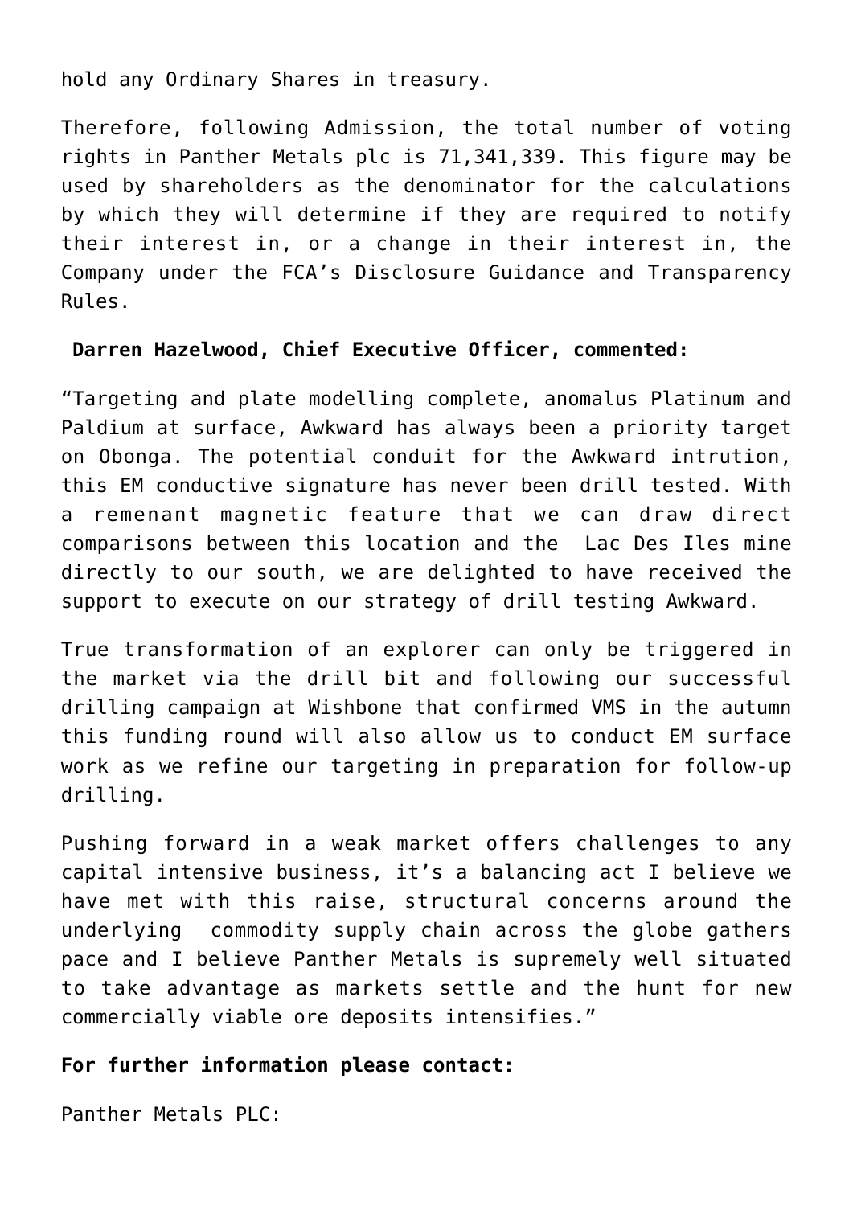hold any Ordinary Shares in treasury.

Therefore, following Admission, the total number of voting rights in Panther Metals plc is 71,341,339. This figure may be used by shareholders as the denominator for the calculations by which they will determine if they are required to notify their interest in, or a change in their interest in, the Company under the FCA's Disclosure Guidance and Transparency Rules.

**Darren Hazelwood, Chief Executive Officer, commented:**

"Targeting and plate modelling complete, anomalus Platinum and Paldium at surface, Awkward has always been a priority target on Obonga. The potential conduit for the Awkward intrution, this EM conductive signature has never been drill tested. With a remenant magnetic feature that we can draw direct comparisons between this location and the Lac Des Iles mine directly to our south, we are delighted to have received the support to execute on our strategy of drill testing Awkward.

True transformation of an explorer can only be triggered in the market via the drill bit and following our successful drilling campaign at Wishbone that confirmed VMS in the autumn this funding round will also allow us to conduct EM surface work as we refine our targeting in preparation for follow-up drilling.

Pushing forward in a weak market offers challenges to any capital intensive business, it's a balancing act I believe we have met with this raise, structural concerns around the underlying commodity supply chain across the globe gathers pace and I believe Panther Metals is supremely well situated to take advantage as markets settle and the hunt for new commercially viable ore deposits intensifies."

**For further information please contact:**

Panther Metals PLC: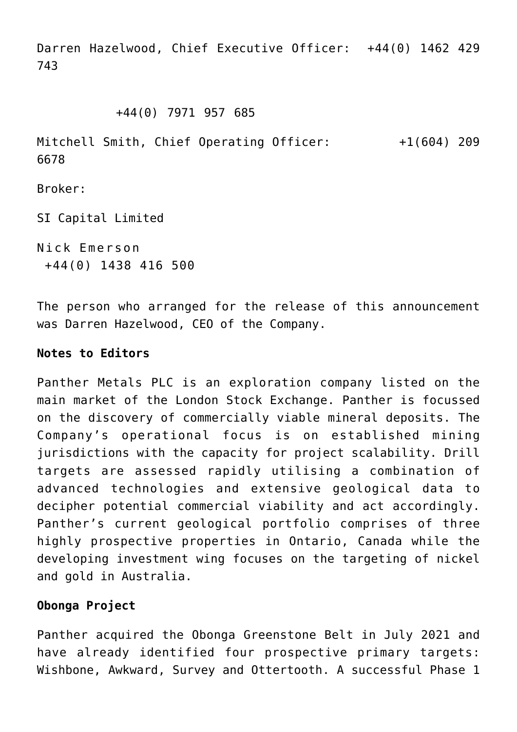Darren Hazelwood, Chief Executive Officer: +44(0) 1462 429 743

+44(0) 7971 957 685

Mitchell Smith, Chief Operating Officer: +1(604) 209 6678

Broker:

SI Capital Limited

Nick Emerson
+44(0) 1438 416 500

The person who arranged for the release of this announcement was Darren Hazelwood, CEO of the Company.

**Notes to Editors**

Panther Metals PLC is an exploration company listed on the main market of the London Stock Exchange. Panther is focussed on the discovery of commercially viable mineral deposits. The Company's operational focus is on established mining jurisdictions with the capacity for project scalability. Drill targets are assessed rapidly utilising a combination of advanced technologies and extensive geological data to decipher potential commercial viability and act accordingly. Panther's current geological portfolio comprises of three highly prospective properties in Ontario, Canada while the developing investment wing focuses on the targeting of nickel and gold in Australia.

**Obonga Project**

Panther acquired the Obonga Greenstone Belt in July 2021 and have already identified four prospective primary targets: Wishbone, Awkward, Survey and Ottertooth. A successful Phase 1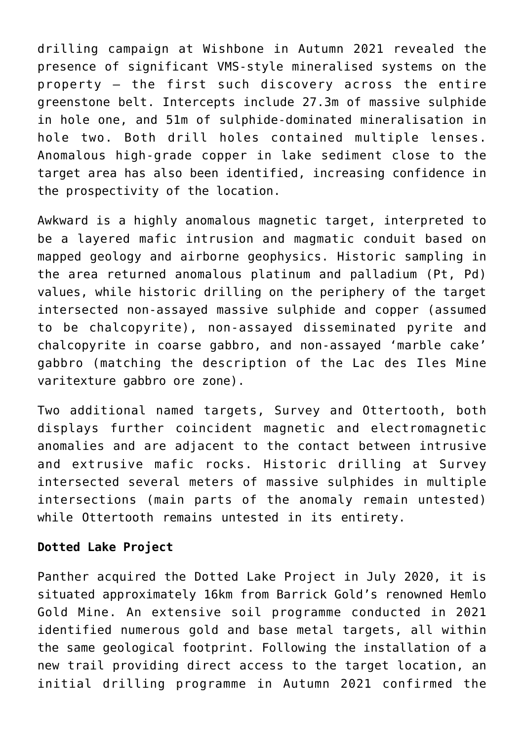drilling campaign at Wishbone in Autumn 2021 revealed the presence of significant VMS-style mineralised systems on the property – the first such discovery across the entire greenstone belt. Intercepts include 27.3m of massive sulphide in hole one, and 51m of sulphide-dominated mineralisation in hole two. Both drill holes contained multiple lenses. Anomalous high-grade copper in lake sediment close to the target area has also been identified, increasing confidence in the prospectivity of the location.

Awkward is a highly anomalous magnetic target, interpreted to be a layered mafic intrusion and magmatic conduit based on mapped geology and airborne geophysics. Historic sampling in the area returned anomalous platinum and palladium (Pt, Pd) values, while historic drilling on the periphery of the target intersected non-assayed massive sulphide and copper (assumed to be chalcopyrite), non-assayed disseminated pyrite and chalcopyrite in coarse gabbro, and non-assayed 'marble cake' gabbro (matching the description of the Lac des Iles Mine varitexture gabbro ore zone).

Two additional named targets, Survey and Ottertooth, both displays further coincident magnetic and electromagnetic anomalies and are adjacent to the contact between intrusive and extrusive mafic rocks. Historic drilling at Survey intersected several meters of massive sulphides in multiple intersections (main parts of the anomaly remain untested) while Ottertooth remains untested in its entirety.

**Dotted Lake Project**

Panther acquired the Dotted Lake Project in July 2020, it is situated approximately 16km from Barrick Gold's renowned Hemlo Gold Mine. An extensive soil programme conducted in 2021 identified numerous gold and base metal targets, all within the same geological footprint. Following the installation of a new trail providing direct access to the target location, an initial drilling programme in Autumn 2021 confirmed the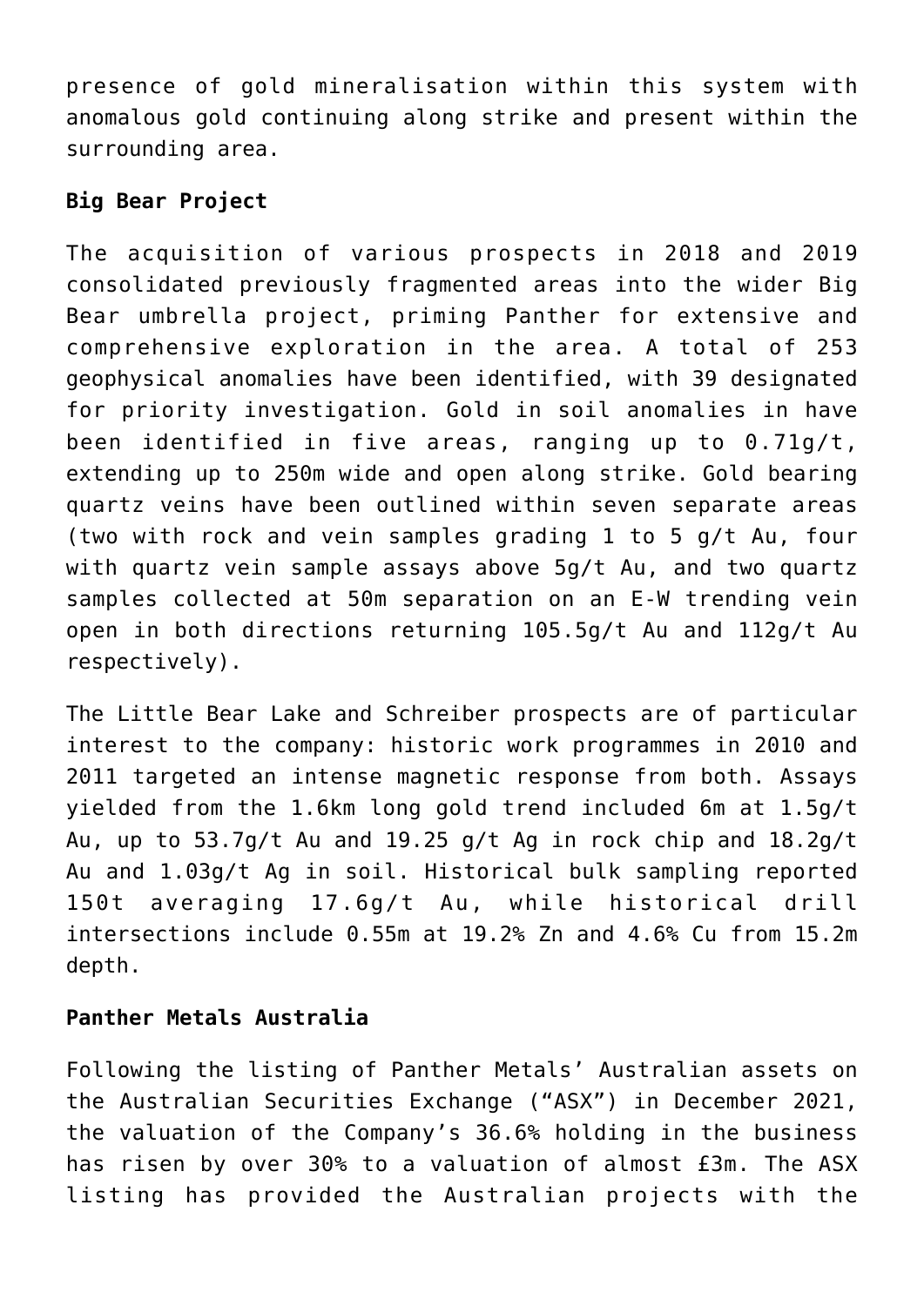presence of gold mineralisation within this system with anomalous gold continuing along strike and present within the surrounding area.

**Big Bear Project**

The acquisition of various prospects in 2018 and 2019 consolidated previously fragmented areas into the wider Big Bear umbrella project, priming Panther for extensive and comprehensive exploration in the area. A total of 253 geophysical anomalies have been identified, with 39 designated for priority investigation. Gold in soil anomalies in have been identified in five areas, ranging up to 0.71g/t, extending up to 250m wide and open along strike. Gold bearing quartz veins have been outlined within seven separate areas (two with rock and vein samples grading 1 to 5 g/t Au, four with quartz vein sample assays above 5g/t Au, and two quartz samples collected at 50m separation on an E-W trending vein open in both directions returning 105.5g/t Au and 112g/t Au respectively).

The Little Bear Lake and Schreiber prospects are of particular interest to the company: historic work programmes in 2010 and 2011 targeted an intense magnetic response from both. Assays yielded from the 1.6km long gold trend included 6m at 1.5g/t Au, up to 53.7g/t Au and 19.25 g/t Ag in rock chip and 18.2g/t Au and 1.03g/t Ag in soil. Historical bulk sampling reported 150t averaging 17.6g/t Au, while historical drill intersections include 0.55m at 19.2% Zn and 4.6% Cu from 15.2m depth.

**Panther Metals Australia**

Following the listing of Panther Metals' Australian assets on the Australian Securities Exchange ("ASX") in December 2021, the valuation of the Company's 36.6% holding in the business has risen by over 30% to a valuation of almost £3m. The ASX listing has provided the Australian projects with the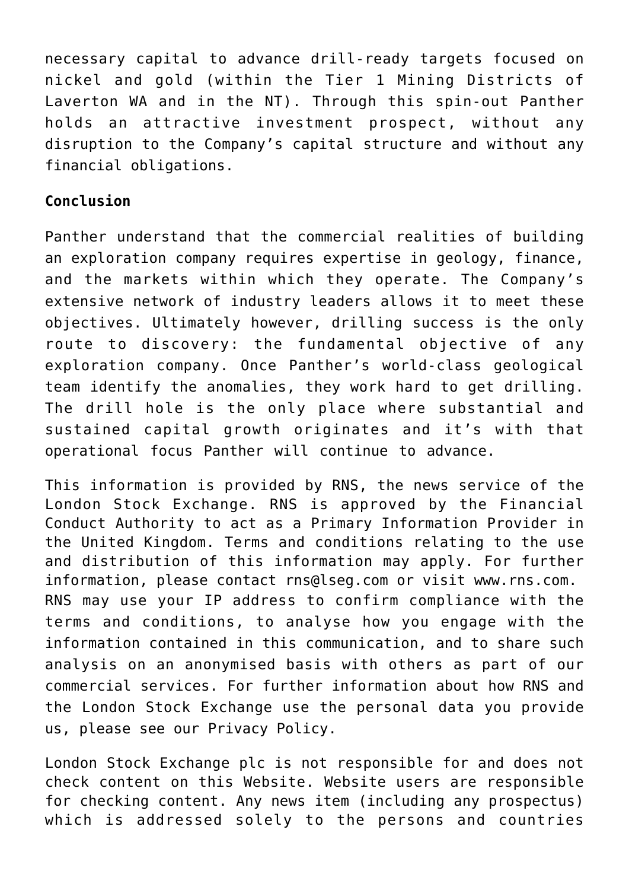necessary capital to advance drill-ready targets focused on nickel and gold (within the Tier 1 Mining Districts of Laverton WA and in the NT). Through this spin-out Panther holds an attractive investment prospect, without any disruption to the Company's capital structure and without any financial obligations.

**Conclusion**

Panther understand that the commercial realities of building an exploration company requires expertise in geology, finance, and the markets within which they operate. The Company's extensive network of industry leaders allows it to meet these objectives. Ultimately however, drilling success is the only route to discovery: the fundamental objective of any exploration company. Once Panther's world-class geological team identify the anomalies, they work hard to get drilling. The drill hole is the only place where substantial and sustained capital growth originates and it's with that operational focus Panther will continue to advance.

This information is provided by RNS, the news service of the London Stock Exchange. RNS is approved by the Financial Conduct Authority to act as a Primary Information Provider in the United Kingdom. Terms and conditions relating to the use and distribution of this information may apply. For further information, please contact rns@lseg.com or visit www.rns.com. RNS may use your IP address to confirm compliance with the terms and conditions, to analyse how you engage with the information contained in this communication, and to share such analysis on an anonymised basis with others as part of our commercial services. For further information about how RNS and the London Stock Exchange use the personal data you provide us, please see our Privacy Policy.

London Stock Exchange plc is not responsible for and does not check content on this Website. Website users are responsible for checking content. Any news item (including any prospectus) which is addressed solely to the persons and countries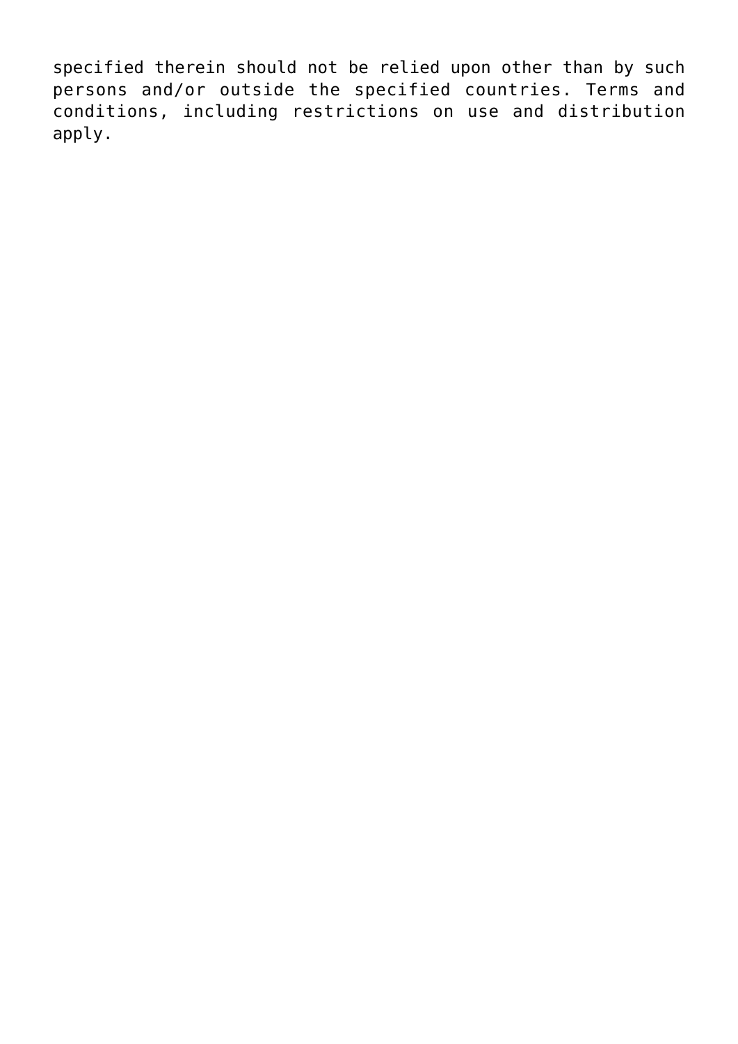specified therein should not be relied upon other than by such persons and/or outside the specified countries. Terms and conditions, including restrictions on use and distribution apply.